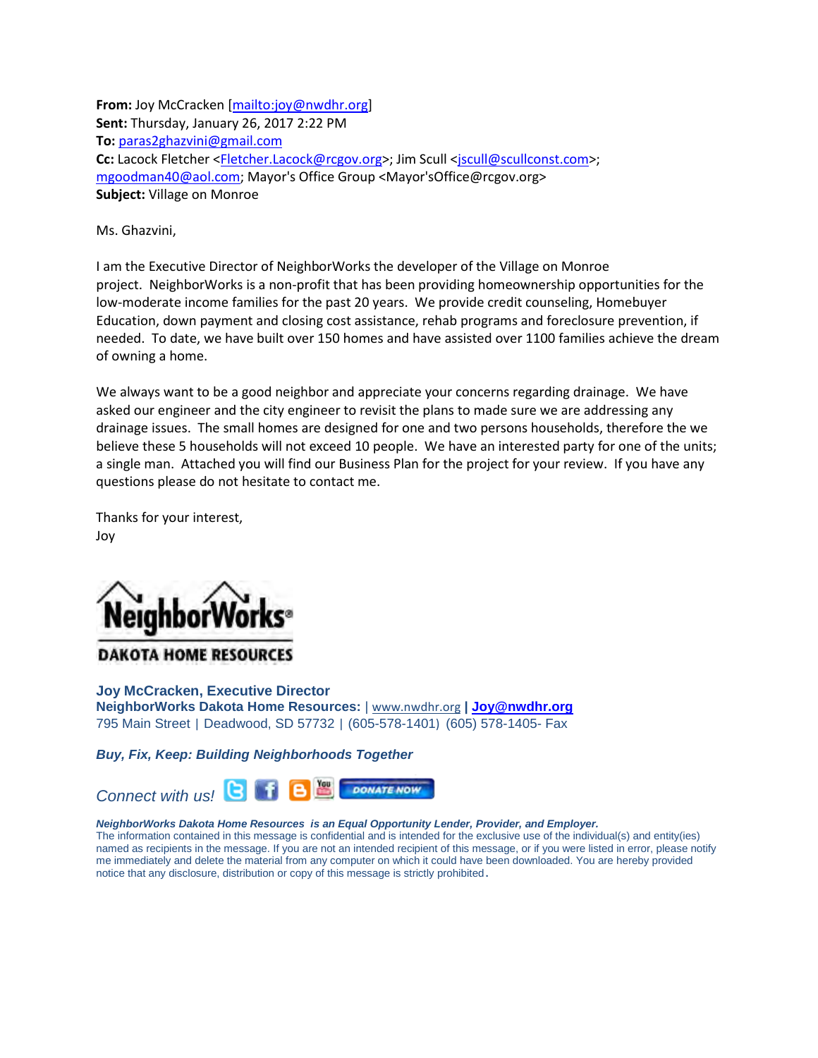**From:** Joy McCracken [mailto:joy@nwdhr.org]
**Sent:** Thursday, January 26, 2017 2:22 PM
**To:** paras2ghazvini@gmail.com
**Cc:** Lacock Fletcher <Fletcher.Lacock@rcgov.org>; Jim Scull <jscull@scullconst.com>; mgoodman40@aol.com; Mayor's Office Group <Mayor'sOffice@rcgov.org>
**Subject:** Village on Monroe

Ms. Ghazvini,

I am the Executive Director of NeighborWorks the developer of the Village on Monroe project. NeighborWorks is a non-profit that has been providing homeownership opportunities for the low-moderate income families for the past 20 years. We provide credit counseling, Homebuyer Education, down payment and closing cost assistance, rehab programs and foreclosure prevention, if needed. To date, we have built over 150 homes and have assisted over 1100 families achieve the dream of owning a home.

We always want to be a good neighbor and appreciate your concerns regarding drainage. We have asked our engineer and the city engineer to revisit the plans to made sure we are addressing any drainage issues. The small homes are designed for one and two persons households, therefore the we believe these 5 households will not exceed 10 people. We have an interested party for one of the units; a single man. Attached you will find our Business Plan for the project for your review. If you have any questions please do not hesitate to contact me.

Thanks for your interest,
Joy

NeighborWorks®
DAKOTA HOME RESOURCES

**Joy McCracken, Executive Director**
**NeighborWorks Dakota Home Resources:** | www.nwdhr.org **| Joy@nwdhr.org**
795 Main Street | Deadwood, SD 57732 | (605-578-1401) (605) 578-1405- Fax

***Buy, Fix, Keep: Building Neighborhoods Together***

*Connect with us!* DONATE NOW

***NeighborWorks Dakota Home Resources is an Equal Opportunity Lender, Provider, and Employer.***
The information contained in this message is confidential and is intended for the exclusive use of the individual(s) and entity(ies) named as recipients in the message. If you are not an intended recipient of this message, or if you were listed in error, please notify me immediately and delete the material from any computer on which it could have been downloaded. You are hereby provided notice that any disclosure, distribution or copy of this message is strictly prohibited.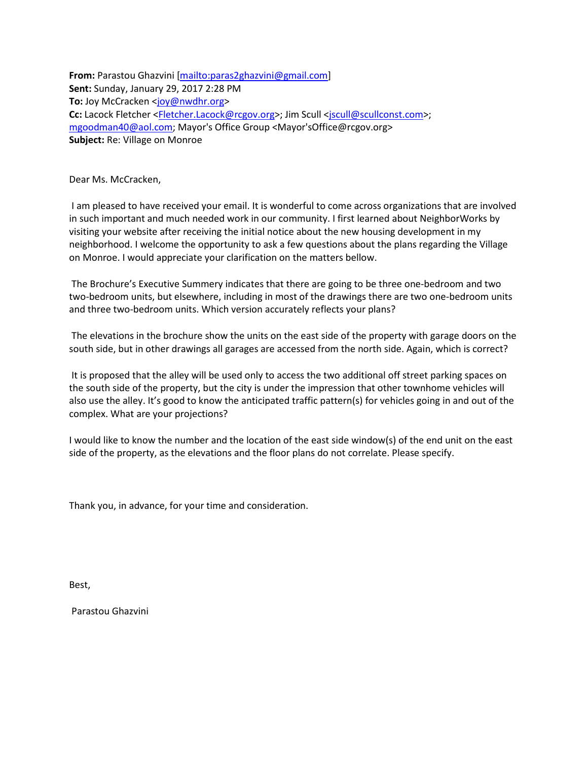**From:** Parastou Ghazvini [mailto:paras2ghazvini@gmail.com]
**Sent:** Sunday, January 29, 2017 2:28 PM
**To:** Joy McCracken <joy@nwdhr.org>
**Cc:** Lacock Fletcher <Fletcher.Lacock@rcgov.org>; Jim Scull <jscull@scullconst.com>; mgoodman40@aol.com; Mayor's Office Group <Mayor'sOffice@rcgov.org>
**Subject:** Re: Village on Monroe

Dear Ms. McCracken,

I am pleased to have received your email. It is wonderful to come across organizations that are involved in such important and much needed work in our community. I first learned about NeighborWorks by visiting your website after receiving the initial notice about the new housing development in my neighborhood. I welcome the opportunity to ask a few questions about the plans regarding the Village on Monroe. I would appreciate your clarification on the matters bellow.

The Brochure's Executive Summery indicates that there are going to be three one-bedroom and two two-bedroom units, but elsewhere, including in most of the drawings there are two one-bedroom units and three two-bedroom units. Which version accurately reflects your plans?

The elevations in the brochure show the units on the east side of the property with garage doors on the south side, but in other drawings all garages are accessed from the north side. Again, which is correct?

It is proposed that the alley will be used only to access the two additional off street parking spaces on the south side of the property, but the city is under the impression that other townhome vehicles will also use the alley. It's good to know the anticipated traffic pattern(s) for vehicles going in and out of the complex. What are your projections?

I would like to know the number and the location of the east side window(s) of the end unit on the east side of the property, as the elevations and the floor plans do not correlate. Please specify.

Thank you, in advance, for your time and consideration.

Best,

Parastou Ghazvini